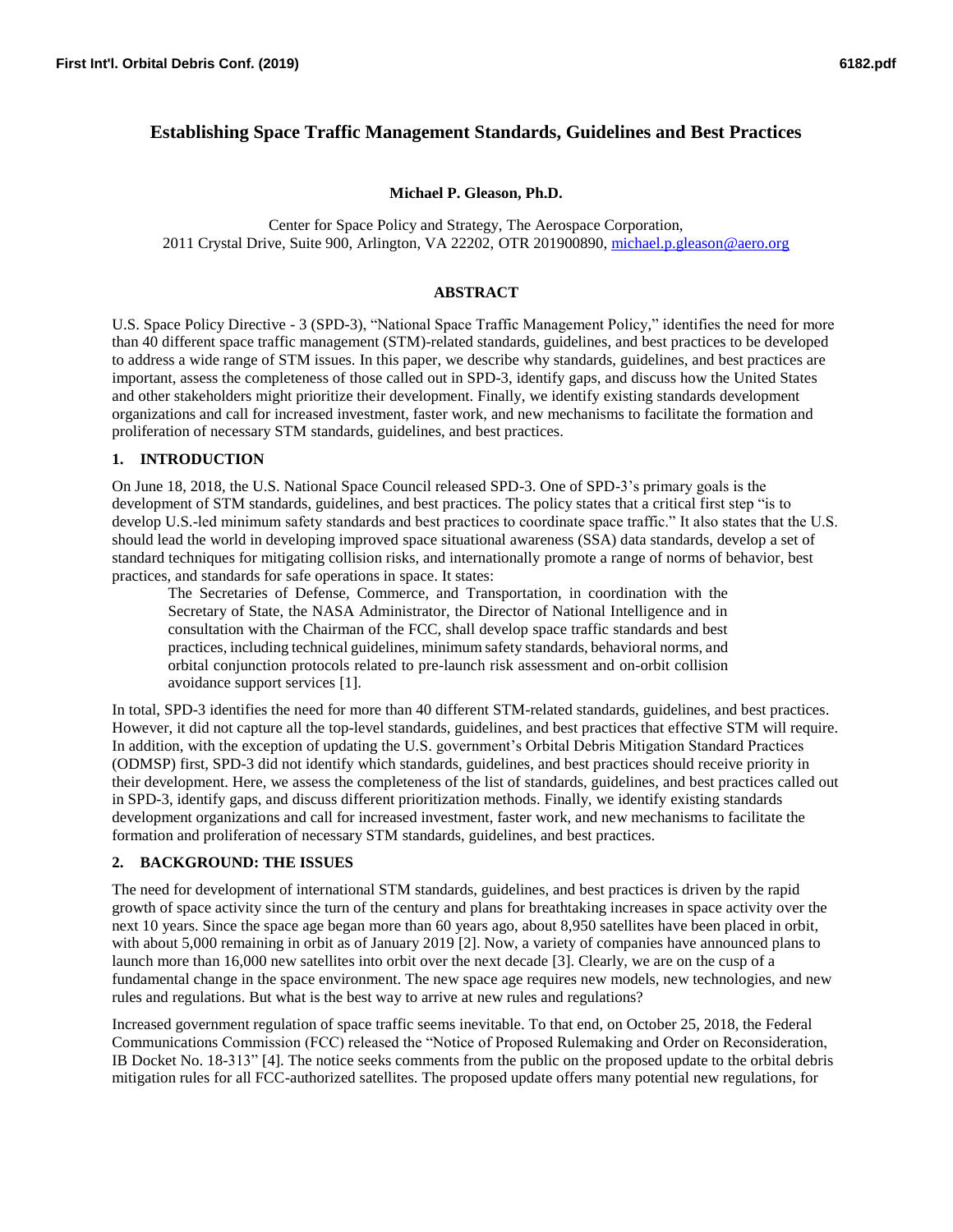# Establishing Space Traffic Management Standards, Guidelines and Best Practices

**Michael P. Gleason, Ph.D.**

Center for Space Policy and Strategy, The Aerospace Corporation,
2011 Crystal Drive, Suite 900, Arlington, VA 22202, OTR 201900890, michael.p.gleason@aero.org

## ABSTRACT

U.S. Space Policy Directive - 3 (SPD-3), "National Space Traffic Management Policy," identifies the need for more than 40 different space traffic management (STM)-related standards, guidelines, and best practices to be developed to address a wide range of STM issues. In this paper, we describe why standards, guidelines, and best practices are important, assess the completeness of those called out in SPD-3, identify gaps, and discuss how the United States and other stakeholders might prioritize their development. Finally, we identify existing standards development organizations and call for increased investment, faster work, and new mechanisms to facilitate the formation and proliferation of necessary STM standards, guidelines, and best practices.

## 1. INTRODUCTION

On June 18, 2018, the U.S. National Space Council released SPD-3. One of SPD-3's primary goals is the development of STM standards, guidelines, and best practices. The policy states that a critical first step "is to develop U.S.-led minimum safety standards and best practices to coordinate space traffic." It also states that the U.S. should lead the world in developing improved space situational awareness (SSA) data standards, develop a set of standard techniques for mitigating collision risks, and internationally promote a range of norms of behavior, best practices, and standards for safe operations in space. It states:

> The Secretaries of Defense, Commerce, and Transportation, in coordination with the Secretary of State, the NASA Administrator, the Director of National Intelligence and in consultation with the Chairman of the FCC, shall develop space traffic standards and best practices, including technical guidelines, minimum safety standards, behavioral norms, and orbital conjunction protocols related to pre-launch risk assessment and on-orbit collision avoidance support services [1].

In total, SPD-3 identifies the need for more than 40 different STM-related standards, guidelines, and best practices. However, it did not capture all the top-level standards, guidelines, and best practices that effective STM will require. In addition, with the exception of updating the U.S. government's Orbital Debris Mitigation Standard Practices (ODMSP) first, SPD-3 did not identify which standards, guidelines, and best practices should receive priority in their development. Here, we assess the completeness of the list of standards, guidelines, and best practices called out in SPD-3, identify gaps, and discuss different prioritization methods. Finally, we identify existing standards development organizations and call for increased investment, faster work, and new mechanisms to facilitate the formation and proliferation of necessary STM standards, guidelines, and best practices.

## 2. BACKGROUND: THE ISSUES

The need for development of international STM standards, guidelines, and best practices is driven by the rapid growth of space activity since the turn of the century and plans for breathtaking increases in space activity over the next 10 years. Since the space age began more than 60 years ago, about 8,950 satellites have been placed in orbit, with about 5,000 remaining in orbit as of January 2019 [2]. Now, a variety of companies have announced plans to launch more than 16,000 new satellites into orbit over the next decade [3]. Clearly, we are on the cusp of a fundamental change in the space environment. The new space age requires new models, new technologies, and new rules and regulations. But what is the best way to arrive at new rules and regulations?

Increased government regulation of space traffic seems inevitable. To that end, on October 25, 2018, the Federal Communications Commission (FCC) released the "Notice of Proposed Rulemaking and Order on Reconsideration, IB Docket No. 18-313" [4]. The notice seeks comments from the public on the proposed update to the orbital debris mitigation rules for all FCC-authorized satellites. The proposed update offers many potential new regulations, for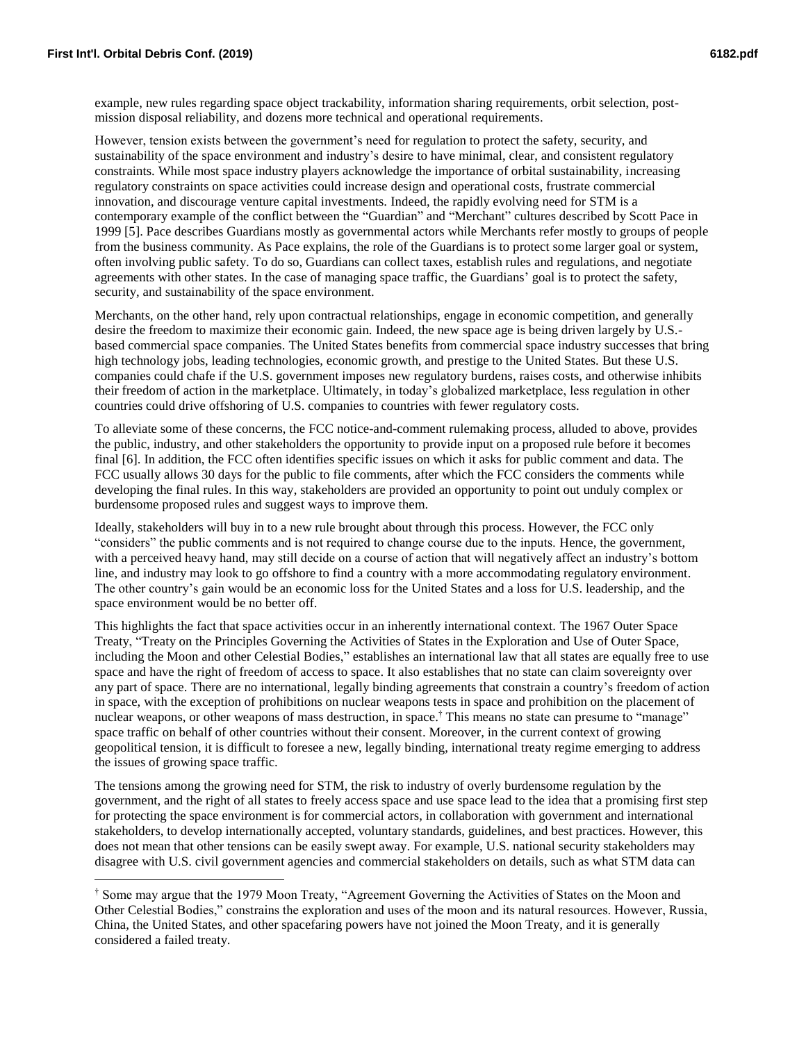example, new rules regarding space object trackability, information sharing requirements, orbit selection, post-mission disposal reliability, and dozens more technical and operational requirements.

However, tension exists between the government's need for regulation to protect the safety, security, and sustainability of the space environment and industry's desire to have minimal, clear, and consistent regulatory constraints. While most space industry players acknowledge the importance of orbital sustainability, increasing regulatory constraints on space activities could increase design and operational costs, frustrate commercial innovation, and discourage venture capital investments. Indeed, the rapidly evolving need for STM is a contemporary example of the conflict between the "Guardian" and "Merchant" cultures described by Scott Pace in 1999 [5]. Pace describes Guardians mostly as governmental actors while Merchants refer mostly to groups of people from the business community. As Pace explains, the role of the Guardians is to protect some larger goal or system, often involving public safety. To do so, Guardians can collect taxes, establish rules and regulations, and negotiate agreements with other states. In the case of managing space traffic, the Guardians' goal is to protect the safety, security, and sustainability of the space environment.

Merchants, on the other hand, rely upon contractual relationships, engage in economic competition, and generally desire the freedom to maximize their economic gain. Indeed, the new space age is being driven largely by U.S.-based commercial space companies. The United States benefits from commercial space industry successes that bring high technology jobs, leading technologies, economic growth, and prestige to the United States. But these U.S. companies could chafe if the U.S. government imposes new regulatory burdens, raises costs, and otherwise inhibits their freedom of action in the marketplace. Ultimately, in today's globalized marketplace, less regulation in other countries could drive offshoring of U.S. companies to countries with fewer regulatory costs.

To alleviate some of these concerns, the FCC notice-and-comment rulemaking process, alluded to above, provides the public, industry, and other stakeholders the opportunity to provide input on a proposed rule before it becomes final [6]. In addition, the FCC often identifies specific issues on which it asks for public comment and data. The FCC usually allows 30 days for the public to file comments, after which the FCC considers the comments while developing the final rules. In this way, stakeholders are provided an opportunity to point out unduly complex or burdensome proposed rules and suggest ways to improve them.

Ideally, stakeholders will buy in to a new rule brought about through this process. However, the FCC only "considers" the public comments and is not required to change course due to the inputs. Hence, the government, with a perceived heavy hand, may still decide on a course of action that will negatively affect an industry's bottom line, and industry may look to go offshore to find a country with a more accommodating regulatory environment. The other country's gain would be an economic loss for the United States and a loss for U.S. leadership, and the space environment would be no better off.

This highlights the fact that space activities occur in an inherently international context. The 1967 Outer Space Treaty, "Treaty on the Principles Governing the Activities of States in the Exploration and Use of Outer Space, including the Moon and other Celestial Bodies," establishes an international law that all states are equally free to use space and have the right of freedom of access to space. It also establishes that no state can claim sovereignty over any part of space. There are no international, legally binding agreements that constrain a country's freedom of action in space, with the exception of prohibitions on nuclear weapons tests in space and prohibition on the placement of nuclear weapons, or other weapons of mass destruction, in space.[†] This means no state can presume to "manage" space traffic on behalf of other countries without their consent. Moreover, in the current context of growing geopolitical tension, it is difficult to foresee a new, legally binding, international treaty regime emerging to address the issues of growing space traffic.

The tensions among the growing need for STM, the risk to industry of overly burdensome regulation by the government, and the right of all states to freely access space and use space lead to the idea that a promising first step for protecting the space environment is for commercial actors, in collaboration with government and international stakeholders, to develop internationally accepted, voluntary standards, guidelines, and best practices. However, this does not mean that other tensions can be easily swept away. For example, U.S. national security stakeholders may disagree with U.S. civil government agencies and commercial stakeholders on details, such as what STM data can

[†] Some may argue that the 1979 Moon Treaty, "Agreement Governing the Activities of States on the Moon and Other Celestial Bodies," constrains the exploration and uses of the moon and its natural resources. However, Russia, China, the United States, and other spacefaring powers have not joined the Moon Treaty, and it is generally considered a failed treaty.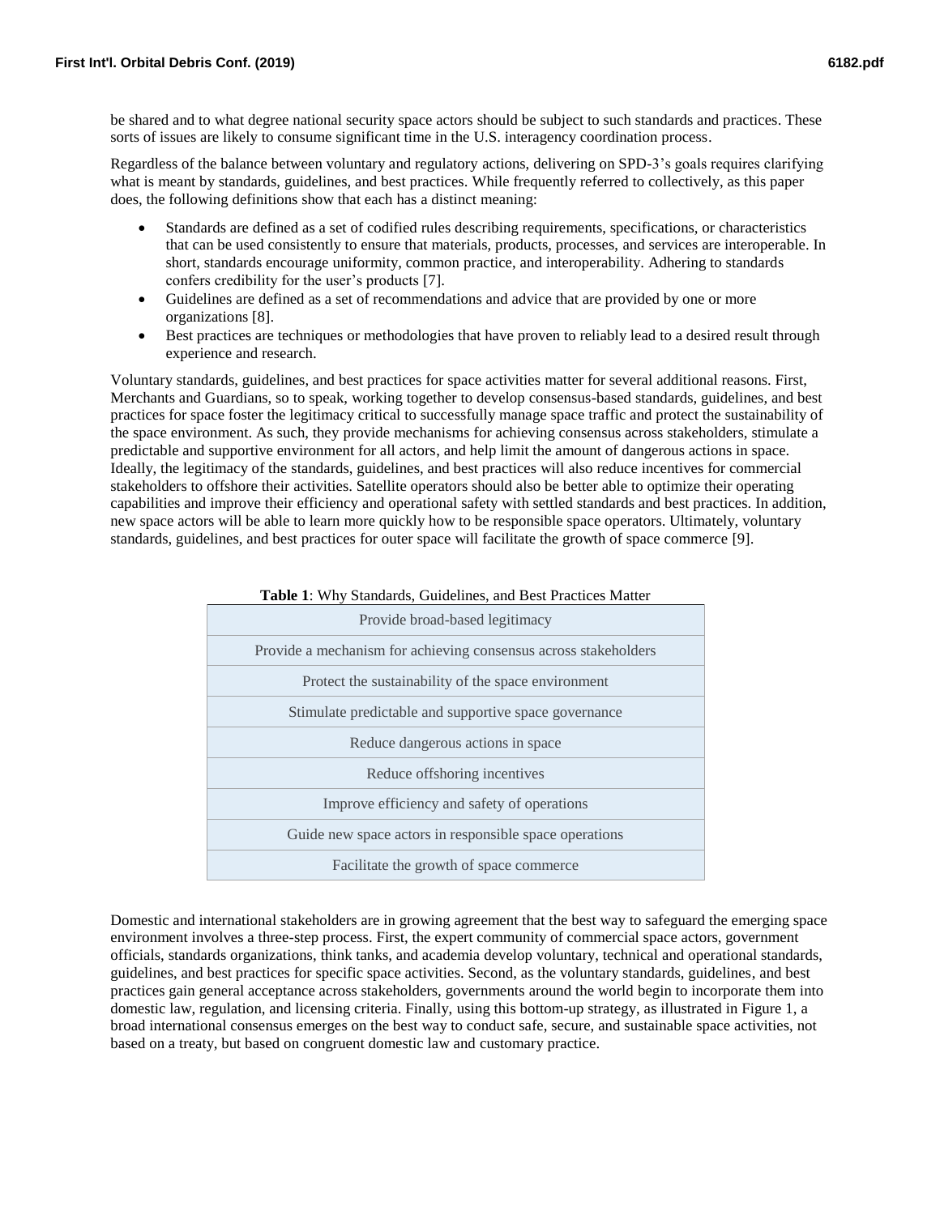be shared and to what degree national security space actors should be subject to such standards and practices. These sorts of issues are likely to consume significant time in the U.S. interagency coordination process.

Regardless of the balance between voluntary and regulatory actions, delivering on SPD-3's goals requires clarifying what is meant by standards, guidelines, and best practices. While frequently referred to collectively, as this paper does, the following definitions show that each has a distinct meaning:

- Standards are defined as a set of codified rules describing requirements, specifications, or characteristics that can be used consistently to ensure that materials, products, processes, and services are interoperable. In short, standards encourage uniformity, common practice, and interoperability. Adhering to standards confers credibility for the user's products [7].
- Guidelines are defined as a set of recommendations and advice that are provided by one or more organizations [8].
- Best practices are techniques or methodologies that have proven to reliably lead to a desired result through experience and research.

Voluntary standards, guidelines, and best practices for space activities matter for several additional reasons. First, Merchants and Guardians, so to speak, working together to develop consensus-based standards, guidelines, and best practices for space foster the legitimacy critical to successfully manage space traffic and protect the sustainability of the space environment. As such, they provide mechanisms for achieving consensus across stakeholders, stimulate a predictable and supportive environment for all actors, and help limit the amount of dangerous actions in space. Ideally, the legitimacy of the standards, guidelines, and best practices will also reduce incentives for commercial stakeholders to offshore their activities. Satellite operators should also be better able to optimize their operating capabilities and improve their efficiency and operational safety with settled standards and best practices. In addition, new space actors will be able to learn more quickly how to be responsible space operators. Ultimately, voluntary standards, guidelines, and best practices for outer space will facilitate the growth of space commerce [9].

**Table 1**: Why Standards, Guidelines, and Best Practices Matter

| |
|---|
| Provide broad-based legitimacy |
| Provide a mechanism for achieving consensus across stakeholders |
| Protect the sustainability of the space environment |
| Stimulate predictable and supportive space governance |
| Reduce dangerous actions in space |
| Reduce offshoring incentives |
| Improve efficiency and safety of operations |
| Guide new space actors in responsible space operations |
| Facilitate the growth of space commerce |

Domestic and international stakeholders are in growing agreement that the best way to safeguard the emerging space environment involves a three-step process. First, the expert community of commercial space actors, government officials, standards organizations, think tanks, and academia develop voluntary, technical and operational standards, guidelines, and best practices for specific space activities. Second, as the voluntary standards, guidelines, and best practices gain general acceptance across stakeholders, governments around the world begin to incorporate them into domestic law, regulation, and licensing criteria. Finally, using this bottom-up strategy, as illustrated in Figure 1, a broad international consensus emerges on the best way to conduct safe, secure, and sustainable space activities, not based on a treaty, but based on congruent domestic law and customary practice.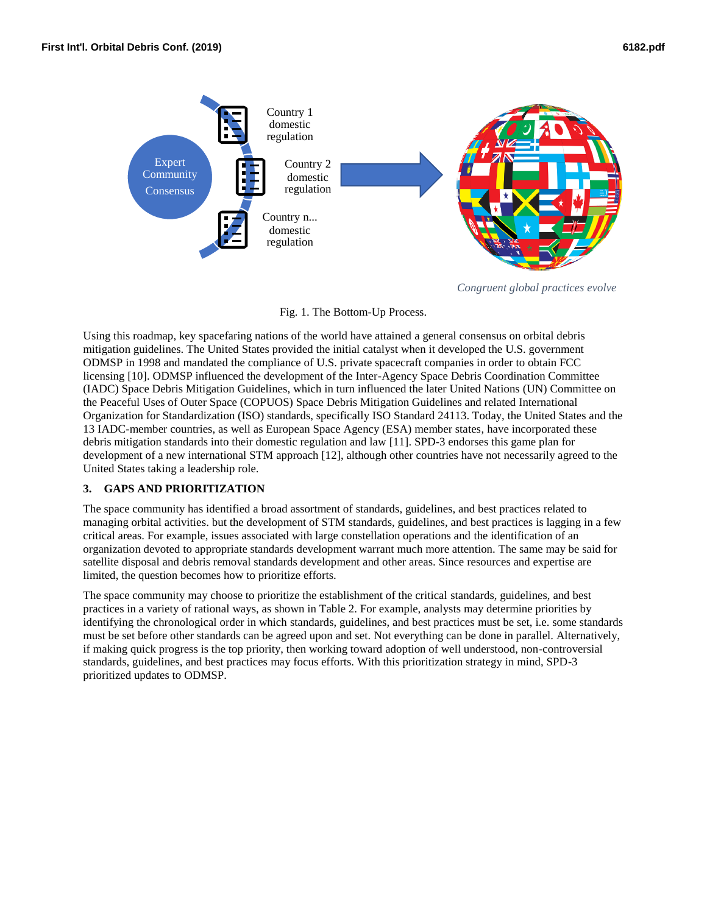Fig. 1. The Bottom-Up Process.

Using this roadmap, key spacefaring nations of the world have attained a general consensus on orbital debris mitigation guidelines. The United States provided the initial catalyst when it developed the U.S. government ODMSP in 1998 and mandated the compliance of U.S. private spacecraft companies in order to obtain FCC licensing [10]. ODMSP influenced the development of the Inter-Agency Space Debris Coordination Committee (IADC) Space Debris Mitigation Guidelines, which in turn influenced the later United Nations (UN) Committee on the Peaceful Uses of Outer Space (COPUOS) Space Debris Mitigation Guidelines and related International Organization for Standardization (ISO) standards, specifically ISO Standard 24113. Today, the United States and the 13 IADC-member countries, as well as European Space Agency (ESA) member states, have incorporated these debris mitigation standards into their domestic regulation and law [11]. SPD-3 endorses this game plan for development of a new international STM approach [12], although other countries have not necessarily agreed to the United States taking a leadership role.

## 3. GAPS AND PRIORITIZATION

The space community has identified a broad assortment of standards, guidelines, and best practices related to managing orbital activities. but the development of STM standards, guidelines, and best practices is lagging in a few critical areas. For example, issues associated with large constellation operations and the identification of an organization devoted to appropriate standards development warrant much more attention. The same may be said for satellite disposal and debris removal standards development and other areas. Since resources and expertise are limited, the question becomes how to prioritize efforts.

The space community may choose to prioritize the establishment of the critical standards, guidelines, and best practices in a variety of rational ways, as shown in Table 2. For example, analysts may determine priorities by identifying the chronological order in which standards, guidelines, and best practices must be set, i.e. some standards must be set before other standards can be agreed upon and set. Not everything can be done in parallel. Alternatively, if making quick progress is the top priority, then working toward adoption of well understood, non-controversial standards, guidelines, and best practices may focus efforts. With this prioritization strategy in mind, SPD-3 prioritized updates to ODMSP.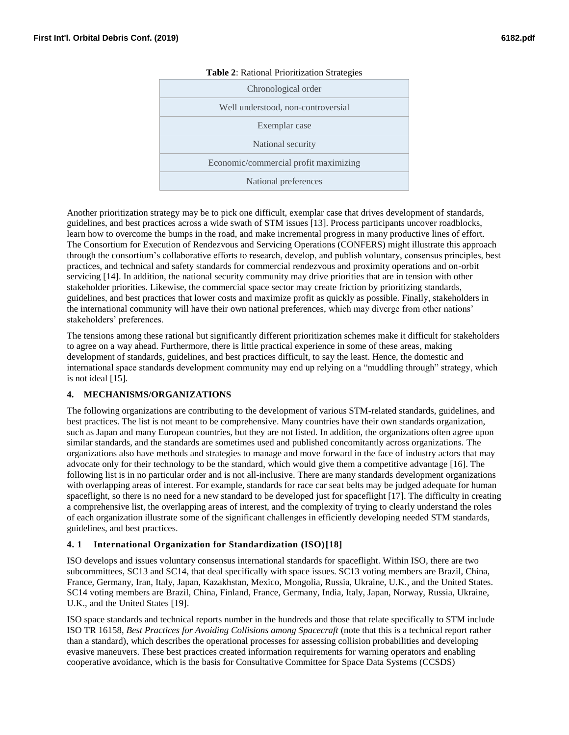**Table 2**: Rational Prioritization Strategies

| Rational Prioritization Strategies |
| --- |
| Chronological order |
| Well understood, non-controversial |
| Exemplar case |
| National security |
| Economic/commercial profit maximizing |
| National preferences |

Another prioritization strategy may be to pick one difficult, exemplar case that drives development of standards, guidelines, and best practices across a wide swath of STM issues [13]. Process participants uncover roadblocks, learn how to overcome the bumps in the road, and make incremental progress in many productive lines of effort. The Consortium for Execution of Rendezvous and Servicing Operations (CONFERS) might illustrate this approach through the consortium's collaborative efforts to research, develop, and publish voluntary, consensus principles, best practices, and technical and safety standards for commercial rendezvous and proximity operations and on-orbit servicing [14]. In addition, the national security community may drive priorities that are in tension with other stakeholder priorities. Likewise, the commercial space sector may create friction by prioritizing standards, guidelines, and best practices that lower costs and maximize profit as quickly as possible. Finally, stakeholders in the international community will have their own national preferences, which may diverge from other nations' stakeholders' preferences.

The tensions among these rational but significantly different prioritization schemes make it difficult for stakeholders to agree on a way ahead. Furthermore, there is little practical experience in some of these areas, making development of standards, guidelines, and best practices difficult, to say the least. Hence, the domestic and international space standards development community may end up relying on a "muddling through" strategy, which is not ideal [15].

## 4. MECHANISMS/ORGANIZATIONS

The following organizations are contributing to the development of various STM-related standards, guidelines, and best practices. The list is not meant to be comprehensive. Many countries have their own standards organization, such as Japan and many European countries, but they are not listed. In addition, the organizations often agree upon similar standards, and the standards are sometimes used and published concomitantly across organizations. The organizations also have methods and strategies to manage and move forward in the face of industry actors that may advocate only for their technology to be the standard, which would give them a competitive advantage [16]. The following list is in no particular order and is not all-inclusive. There are many standards development organizations with overlapping areas of interest. For example, standards for race car seat belts may be judged adequate for human spaceflight, so there is no need for a new standard to be developed just for spaceflight [17]. The difficulty in creating a comprehensive list, the overlapping areas of interest, and the complexity of trying to clearly understand the roles of each organization illustrate some of the significant challenges in efficiently developing needed STM standards, guidelines, and best practices.

### 4.1 International Organization for Standardization (ISO)[18]

ISO develops and issues voluntary consensus international standards for spaceflight. Within ISO, there are two subcommittees, SC13 and SC14, that deal specifically with space issues. SC13 voting members are Brazil, China, France, Germany, Iran, Italy, Japan, Kazakhstan, Mexico, Mongolia, Russia, Ukraine, U.K., and the United States. SC14 voting members are Brazil, China, Finland, France, Germany, India, Italy, Japan, Norway, Russia, Ukraine, U.K., and the United States [19].

ISO space standards and technical reports number in the hundreds and those that relate specifically to STM include ISO TR 16158, *Best Practices for Avoiding Collisions among Spacecraft* (note that this is a technical report rather than a standard), which describes the operational processes for assessing collision probabilities and developing evasive maneuvers. These best practices created information requirements for warning operators and enabling cooperative avoidance, which is the basis for Consultative Committee for Space Data Systems (CCSDS)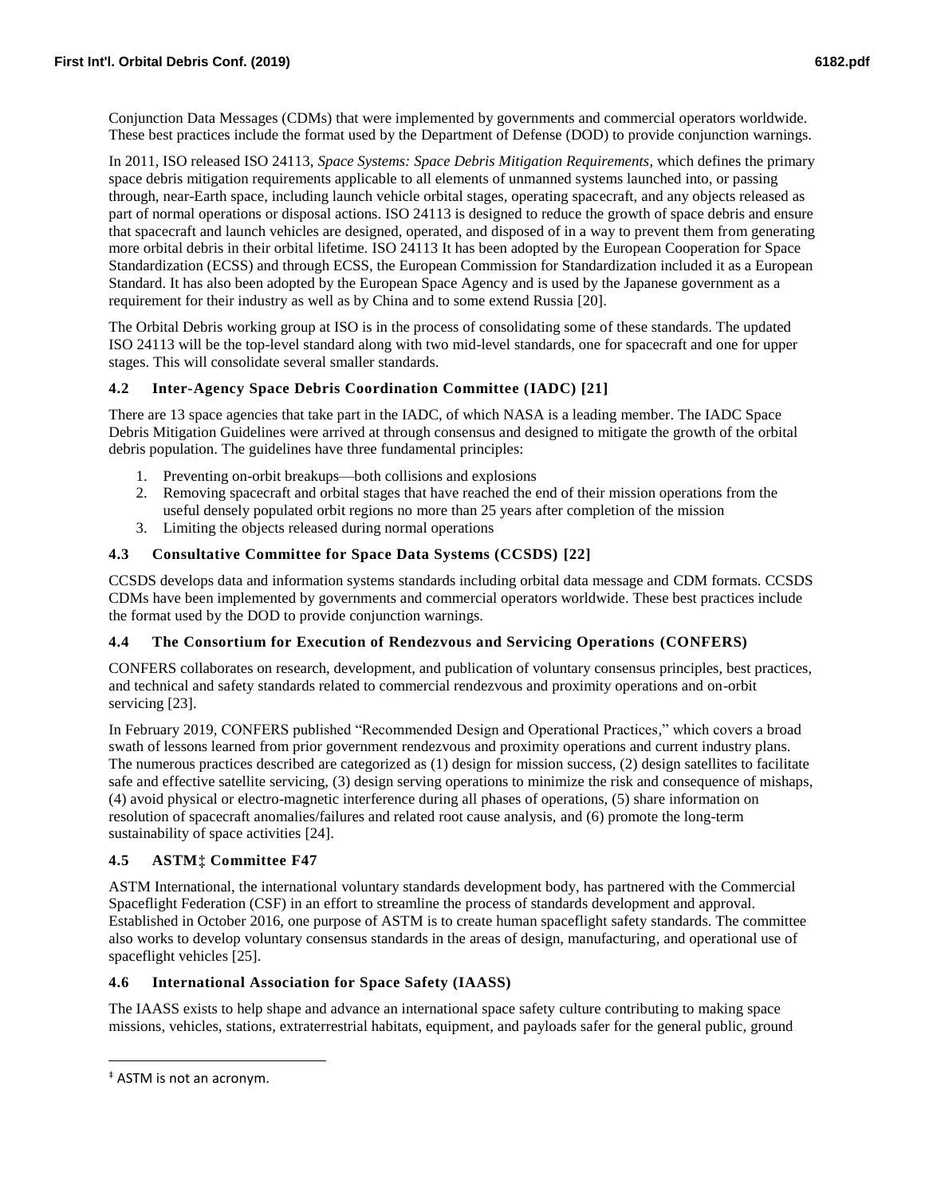Conjunction Data Messages (CDMs) that were implemented by governments and commercial operators worldwide. These best practices include the format used by the Department of Defense (DOD) to provide conjunction warnings.

In 2011, ISO released ISO 24113, *Space Systems: Space Debris Mitigation Requirements*, which defines the primary space debris mitigation requirements applicable to all elements of unmanned systems launched into, or passing through, near-Earth space, including launch vehicle orbital stages, operating spacecraft, and any objects released as part of normal operations or disposal actions. ISO 24113 is designed to reduce the growth of space debris and ensure that spacecraft and launch vehicles are designed, operated, and disposed of in a way to prevent them from generating more orbital debris in their orbital lifetime. ISO 24113 It has been adopted by the European Cooperation for Space Standardization (ECSS) and through ECSS, the European Commission for Standardization included it as a European Standard. It has also been adopted by the European Space Agency and is used by the Japanese government as a requirement for their industry as well as by China and to some extend Russia [20].

The Orbital Debris working group at ISO is in the process of consolidating some of these standards. The updated ISO 24113 will be the top-level standard along with two mid-level standards, one for spacecraft and one for upper stages. This will consolidate several smaller standards.

### 4.2 Inter-Agency Space Debris Coordination Committee (IADC) [21]

There are 13 space agencies that take part in the IADC, of which NASA is a leading member. The IADC Space Debris Mitigation Guidelines were arrived at through consensus and designed to mitigate the growth of the orbital debris population. The guidelines have three fundamental principles:

1. Preventing on-orbit breakups—both collisions and explosions
2. Removing spacecraft and orbital stages that have reached the end of their mission operations from the useful densely populated orbit regions no more than 25 years after completion of the mission
3. Limiting the objects released during normal operations

### 4.3 Consultative Committee for Space Data Systems (CCSDS) [22]

CCSDS develops data and information systems standards including orbital data message and CDM formats. CCSDS CDMs have been implemented by governments and commercial operators worldwide. These best practices include the format used by the DOD to provide conjunction warnings.

### 4.4 The Consortium for Execution of Rendezvous and Servicing Operations (CONFERS)

CONFERS collaborates on research, development, and publication of voluntary consensus principles, best practices, and technical and safety standards related to commercial rendezvous and proximity operations and on-orbit servicing [23].

In February 2019, CONFERS published "Recommended Design and Operational Practices," which covers a broad swath of lessons learned from prior government rendezvous and proximity operations and current industry plans. The numerous practices described are categorized as (1) design for mission success, (2) design satellites to facilitate safe and effective satellite servicing, (3) design serving operations to minimize the risk and consequence of mishaps, (4) avoid physical or electro-magnetic interference during all phases of operations, (5) share information on resolution of spacecraft anomalies/failures and related root cause analysis, and (6) promote the long-term sustainability of space activities [24].

### 4.5 ASTM‡ Committee F47

ASTM International, the international voluntary standards development body, has partnered with the Commercial Spaceflight Federation (CSF) in an effort to streamline the process of standards development and approval. Established in October 2016, one purpose of ASTM is to create human spaceflight safety standards. The committee also works to develop voluntary consensus standards in the areas of design, manufacturing, and operational use of spaceflight vehicles [25].

### 4.6 International Association for Space Safety (IAASS)

The IAASS exists to help shape and advance an international space safety culture contributing to making space missions, vehicles, stations, extraterrestrial habitats, equipment, and payloads safer for the general public, ground

‡ ASTM is not an acronym.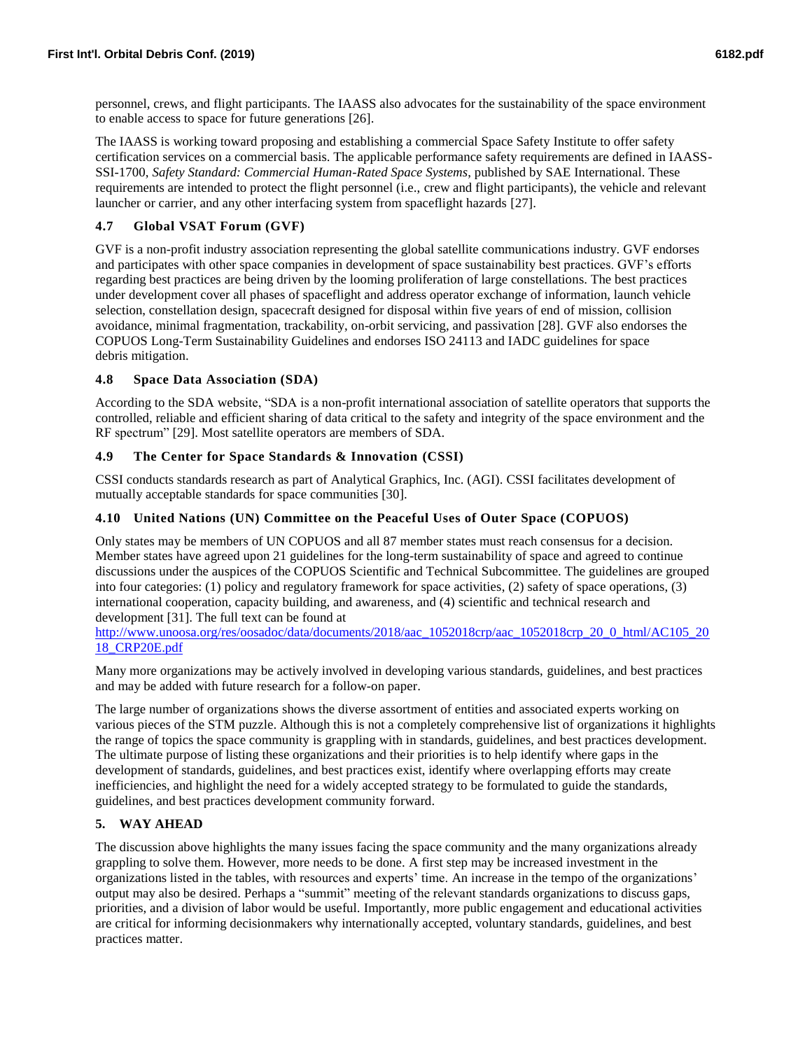personnel, crews, and flight participants. The IAASS also advocates for the sustainability of the space environment to enable access to space for future generations [26].

The IAASS is working toward proposing and establishing a commercial Space Safety Institute to offer safety certification services on a commercial basis. The applicable performance safety requirements are defined in IAASS-SSI-1700, *Safety Standard: Commercial Human-Rated Space Systems*, published by SAE International. These requirements are intended to protect the flight personnel (i.e., crew and flight participants), the vehicle and relevant launcher or carrier, and any other interfacing system from spaceflight hazards [27].

### 4.7 Global VSAT Forum (GVF)

GVF is a non-profit industry association representing the global satellite communications industry. GVF endorses and participates with other space companies in development of space sustainability best practices. GVF's efforts regarding best practices are being driven by the looming proliferation of large constellations. The best practices under development cover all phases of spaceflight and address operator exchange of information, launch vehicle selection, constellation design, spacecraft designed for disposal within five years of end of mission, collision avoidance, minimal fragmentation, trackability, on-orbit servicing, and passivation [28]. GVF also endorses the COPUOS Long-Term Sustainability Guidelines and endorses ISO 24113 and IADC guidelines for space debris mitigation.

### 4.8 Space Data Association (SDA)

According to the SDA website, "SDA is a non-profit international association of satellite operators that supports the controlled, reliable and efficient sharing of data critical to the safety and integrity of the space environment and the RF spectrum" [29]. Most satellite operators are members of SDA.

### 4.9 The Center for Space Standards & Innovation (CSSI)

CSSI conducts standards research as part of Analytical Graphics, Inc. (AGI). CSSI facilitates development of mutually acceptable standards for space communities [30].

### 4.10 United Nations (UN) Committee on the Peaceful Uses of Outer Space (COPUOS)

Only states may be members of UN COPUOS and all 87 member states must reach consensus for a decision. Member states have agreed upon 21 guidelines for the long-term sustainability of space and agreed to continue discussions under the auspices of the COPUOS Scientific and Technical Subcommittee. The guidelines are grouped into four categories: (1) policy and regulatory framework for space activities, (2) safety of space operations, (3) international cooperation, capacity building, and awareness, and (4) scientific and technical research and development [31]. The full text can be found at http://www.unoosa.org/res/oosadoc/data/documents/2018/aac_1052018crp/aac_1052018crp_20_0_html/AC105_2018_CRP20E.pdf

Many more organizations may be actively involved in developing various standards, guidelines, and best practices and may be added with future research for a follow-on paper.

The large number of organizations shows the diverse assortment of entities and associated experts working on various pieces of the STM puzzle. Although this is not a completely comprehensive list of organizations it highlights the range of topics the space community is grappling with in standards, guidelines, and best practices development. The ultimate purpose of listing these organizations and their priorities is to help identify where gaps in the development of standards, guidelines, and best practices exist, identify where overlapping efforts may create inefficiencies, and highlight the need for a widely accepted strategy to be formulated to guide the standards, guidelines, and best practices development community forward.

## 5. WAY AHEAD

The discussion above highlights the many issues facing the space community and the many organizations already grappling to solve them. However, more needs to be done. A first step may be increased investment in the organizations listed in the tables, with resources and experts' time. An increase in the tempo of the organizations' output may also be desired. Perhaps a "summit" meeting of the relevant standards organizations to discuss gaps, priorities, and a division of labor would be useful. Importantly, more public engagement and educational activities are critical for informing decisionmakers why internationally accepted, voluntary standards, guidelines, and best practices matter.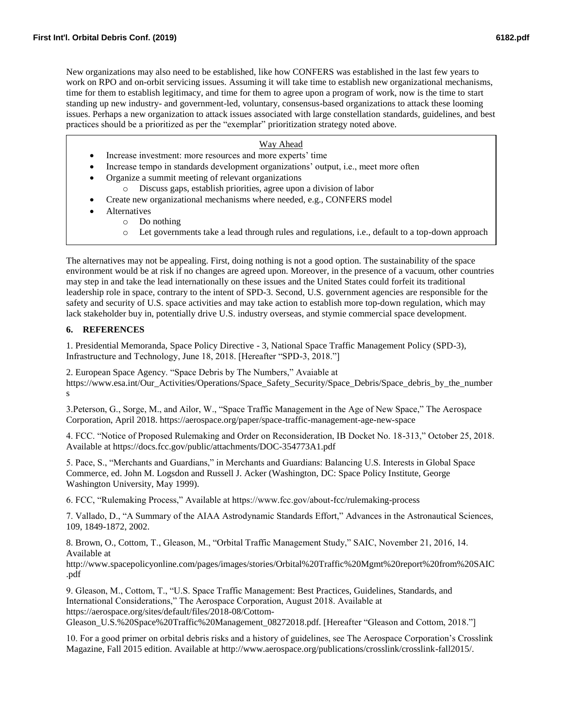New organizations may also need to be established, like how CONFERS was established in the last few years to work on RPO and on-orbit servicing issues. Assuming it will take time to establish new organizational mechanisms, time for them to establish legitimacy, and time for them to agree upon a program of work, now is the time to start standing up new industry- and government-led, voluntary, consensus-based organizations to attack these looming issues. Perhaps a new organization to attack issues associated with large constellation standards, guidelines, and best practices should be a prioritized as per the "exemplar" prioritization strategy noted above.

Way Ahead

- Increase investment: more resources and more experts' time
- Increase tempo in standards development organizations' output, i.e., meet more often
- Organize a summit meeting of relevant organizations
  - Discuss gaps, establish priorities, agree upon a division of labor
- Create new organizational mechanisms where needed, e.g., CONFERS model
- Alternatives
  - Do nothing
  - Let governments take a lead through rules and regulations, i.e., default to a top-down approach

The alternatives may not be appealing. First, doing nothing is not a good option. The sustainability of the space environment would be at risk if no changes are agreed upon. Moreover, in the presence of a vacuum, other countries may step in and take the lead internationally on these issues and the United States could forfeit its traditional leadership role in space, contrary to the intent of SPD-3. Second, U.S. government agencies are responsible for the safety and security of U.S. space activities and may take action to establish more top-down regulation, which may lack stakeholder buy in, potentially drive U.S. industry overseas, and stymie commercial space development.

## 6. REFERENCES

1. Presidential Memoranda, Space Policy Directive - 3, National Space Traffic Management Policy (SPD-3), Infrastructure and Technology, June 18, 2018. [Hereafter "SPD-3, 2018."]

2. European Space Agency. "Space Debris by The Numbers," Avaiable at https://www.esa.int/Our_Activities/Operations/Space_Safety_Security/Space_Debris/Space_debris_by_the_numbers

3. Peterson, G., Sorge, M., and Ailor, W., "Space Traffic Management in the Age of New Space," The Aerospace Corporation, April 2018. https://aerospace.org/paper/space-traffic-management-age-new-space

4. FCC. "Notice of Proposed Rulemaking and Order on Reconsideration, IB Docket No. 18-313," October 25, 2018. Available at https://docs.fcc.gov/public/attachments/DOC-354773A1.pdf

5. Pace, S., "Merchants and Guardians," in Merchants and Guardians: Balancing U.S. Interests in Global Space Commerce, ed. John M. Logsdon and Russell J. Acker (Washington, DC: Space Policy Institute, George Washington University, May 1999).

6. FCC, "Rulemaking Process," Available at https://www.fcc.gov/about-fcc/rulemaking-process

7. Vallado, D., "A Summary of the AIAA Astrodynamic Standards Effort," Advances in the Astronautical Sciences, 109, 1849-1872, 2002.

8. Brown, O., Cottom, T., Gleason, M., "Orbital Traffic Management Study," SAIC, November 21, 2016, 14. Available at http://www.spacepolicyonline.com/pages/images/stories/Orbital%20Traffic%20Mgmt%20report%20from%20SAIC.pdf

9. Gleason, M., Cottom, T., "U.S. Space Traffic Management: Best Practices, Guidelines, Standards, and International Considerations," The Aerospace Corporation, August 2018. Available at https://aerospace.org/sites/default/files/2018-08/Cottom-Gleason_U.S.%20Space%20Traffic%20Management_08272018.pdf. [Hereafter "Gleason and Cottom, 2018."]

10. For a good primer on orbital debris risks and a history of guidelines, see The Aerospace Corporation's Crosslink Magazine, Fall 2015 edition. Available at http://www.aerospace.org/publications/crosslink/crosslink-fall2015/.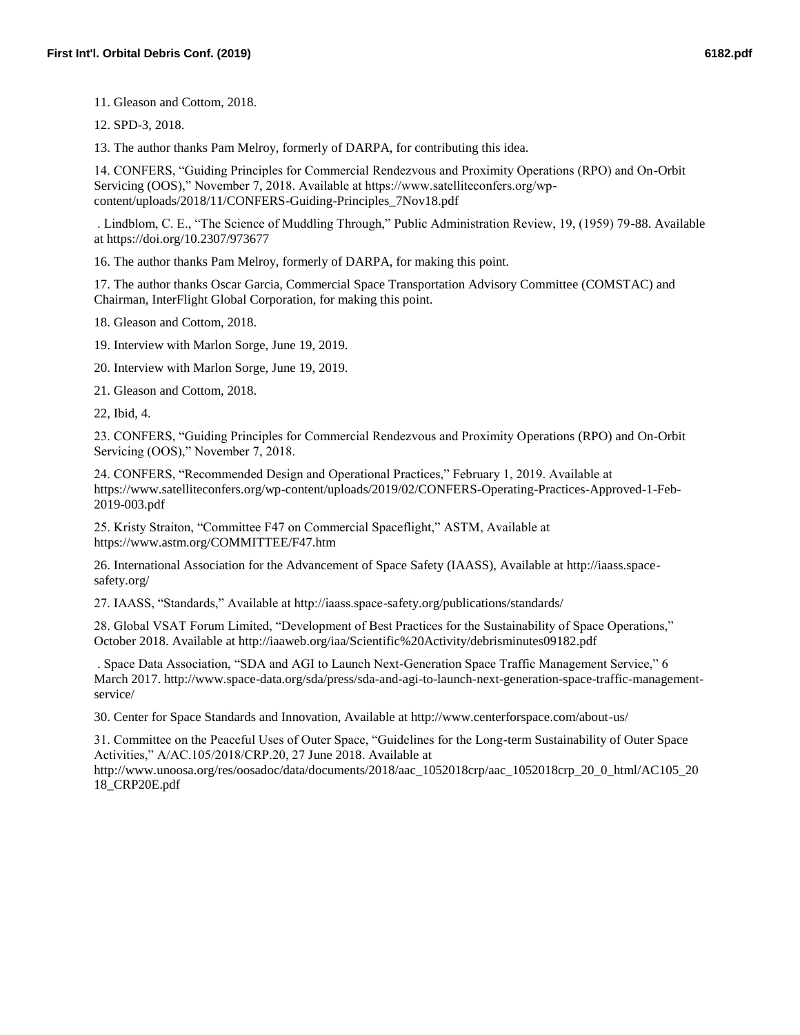11. Gleason and Cottom, 2018.

12. SPD-3, 2018.

13. The author thanks Pam Melroy, formerly of DARPA, for contributing this idea.

14. CONFERS, "Guiding Principles for Commercial Rendezvous and Proximity Operations (RPO) and On-Orbit Servicing (OOS)," November 7, 2018. Available at https://www.satelliteconfers.org/wp-content/uploads/2018/11/CONFERS-Guiding-Principles_7Nov18.pdf

. Lindblom, C. E., "The Science of Muddling Through," Public Administration Review, 19, (1959) 79-88. Available at https://doi.org/10.2307/973677

16. The author thanks Pam Melroy, formerly of DARPA, for making this point.

17. The author thanks Oscar Garcia, Commercial Space Transportation Advisory Committee (COMSTAC) and Chairman, InterFlight Global Corporation, for making this point.

18. Gleason and Cottom, 2018.

19. Interview with Marlon Sorge, June 19, 2019.

20. Interview with Marlon Sorge, June 19, 2019.

21. Gleason and Cottom, 2018.

22, Ibid, 4.

23. CONFERS, "Guiding Principles for Commercial Rendezvous and Proximity Operations (RPO) and On-Orbit Servicing (OOS)," November 7, 2018.

24. CONFERS, "Recommended Design and Operational Practices," February 1, 2019. Available at https://www.satelliteconfers.org/wp-content/uploads/2019/02/CONFERS-Operating-Practices-Approved-1-Feb-2019-003.pdf

25. Kristy Straiton, "Committee F47 on Commercial Spaceflight," ASTM, Available at https://www.astm.org/COMMITTEE/F47.htm

26. International Association for the Advancement of Space Safety (IAASS), Available at http://iaass.space-safety.org/

27. IAASS, "Standards," Available at http://iaass.space-safety.org/publications/standards/

28. Global VSAT Forum Limited, "Development of Best Practices for the Sustainability of Space Operations," October 2018. Available at http://iaaweb.org/iaa/Scientific%20Activity/debrisminutes09182.pdf

. Space Data Association, "SDA and AGI to Launch Next-Generation Space Traffic Management Service," 6 March 2017. http://www.space-data.org/sda/press/sda-and-agi-to-launch-next-generation-space-traffic-management-service/

30. Center for Space Standards and Innovation, Available at http://www.centerforspace.com/about-us/

31. Committee on the Peaceful Uses of Outer Space, "Guidelines for the Long-term Sustainability of Outer Space Activities," A/AC.105/2018/CRP.20, 27 June 2018. Available at http://www.unoosa.org/res/oosadoc/data/documents/2018/aac_1052018crp/aac_1052018crp_20_0_html/AC105_2018_CRP20E.pdf